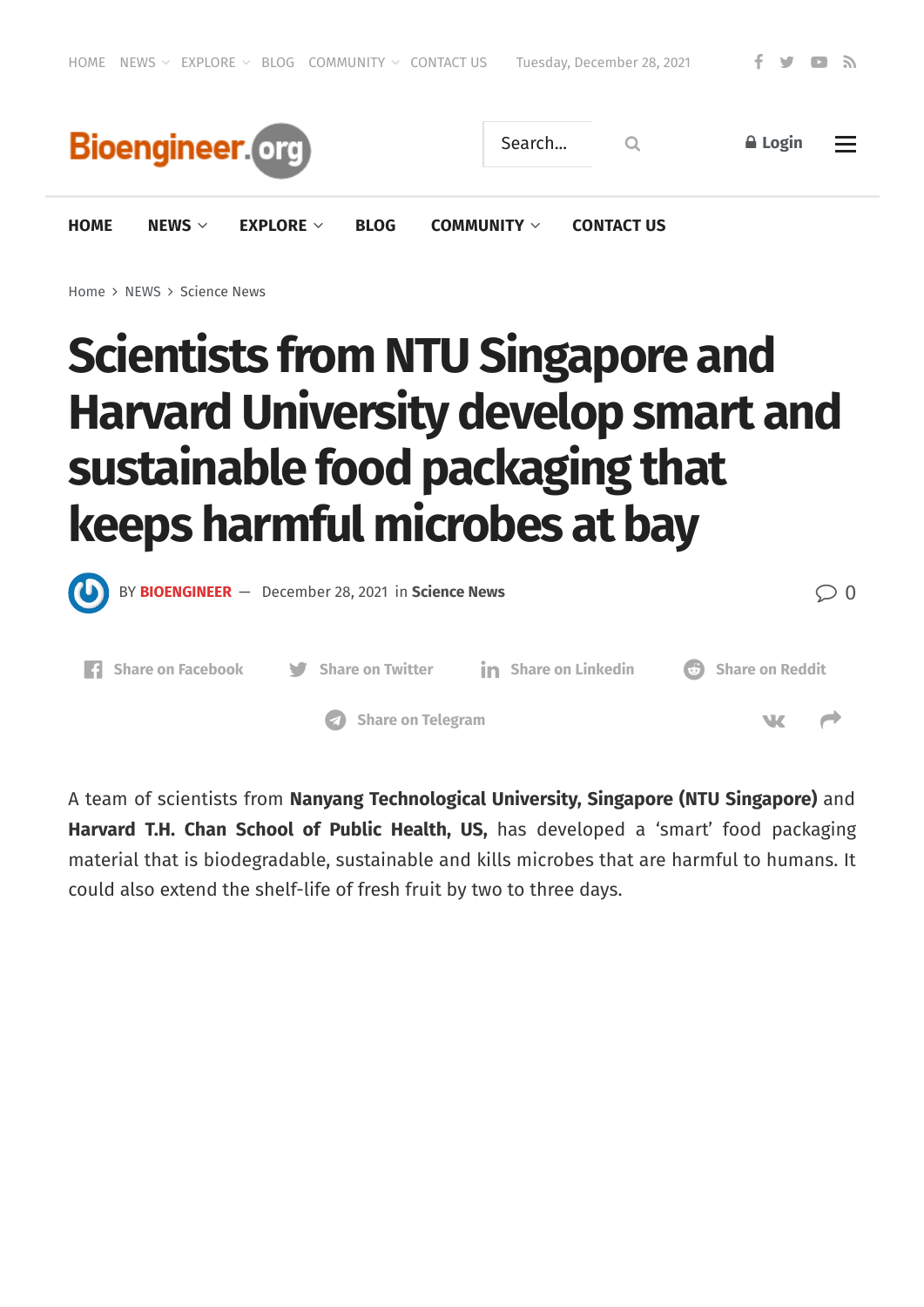Home > NEWS > Science News

# Scientists from NTU Singapore and Harvard University develop smart and sustainable food packaging that keeps harmful microbes at bay

BY **BIOENGINEER** — December 28, 2021 in **Science News**

A team of scientists from **Nanyang Technological University, Singapore (NTU Singapore)** and **Harvard T.H. Chan School of Public Health, US,** has developed a 'smart' food packaging material that is biodegradable, sustainable and kills microbes that are harmful to humans. It could also extend the shelf-life of fresh fruit by two to three days.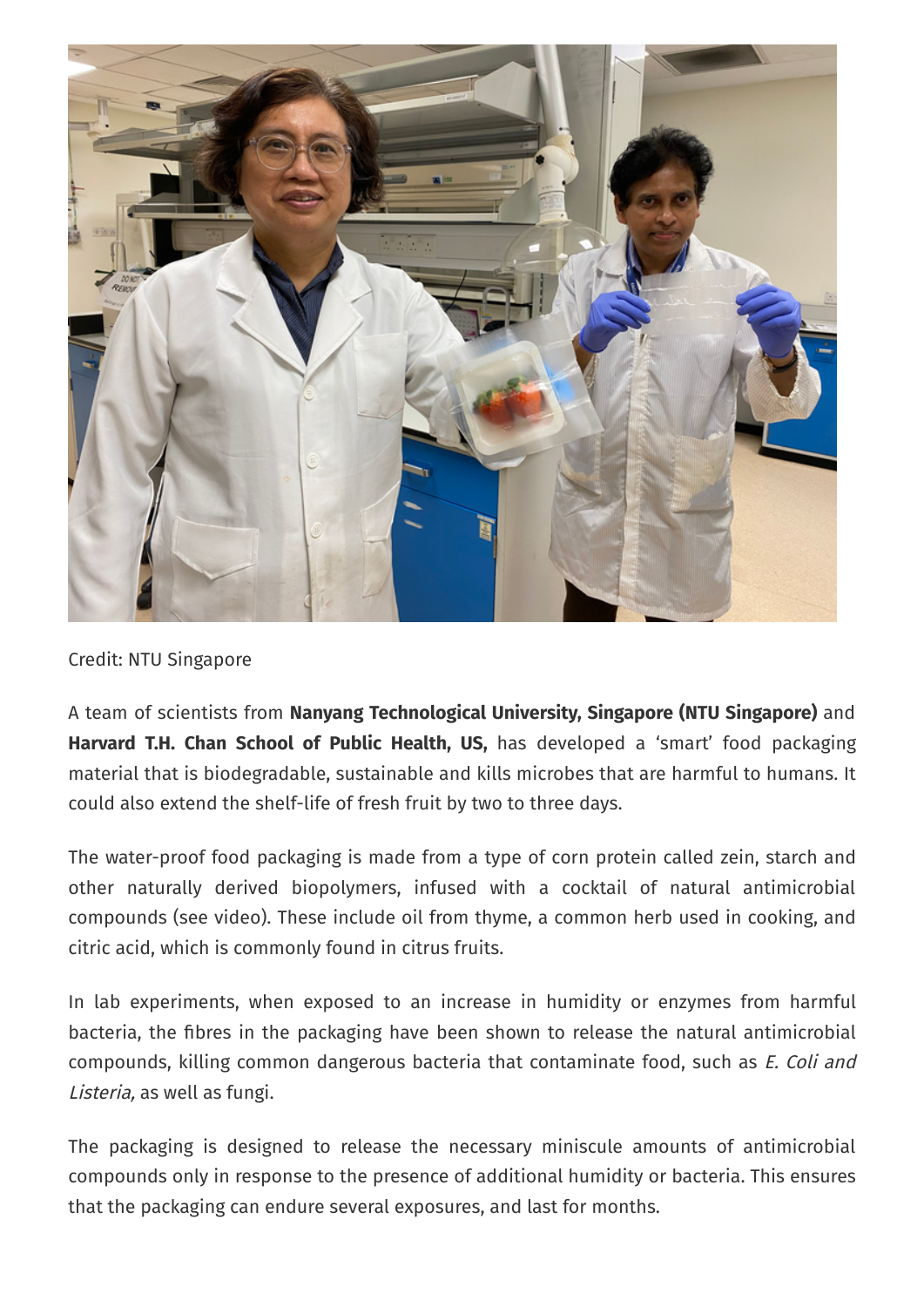Credit: NTU Singapore

A team of scientists from **Nanyang Technological University, Singapore (NTU Singapore)** and **Harvard T.H. Chan School of Public Health, US,** has developed a 'smart' food packaging material that is biodegradable, sustainable and kills microbes that are harmful to humans. It could also extend the shelf-life of fresh fruit by two to three days.

The water-proof food packaging is made from a type of corn protein called zein, starch and other naturally derived biopolymers, infused with a cocktail of natural antimicrobial compounds (see video). These include oil from thyme, a common herb used in cooking, and citric acid, which is commonly found in citrus fruits.

In lab experiments, when exposed to an increase in humidity or enzymes from harmful bacteria, the fibres in the packaging have been shown to release the natural antimicrobial compounds, killing common dangerous bacteria that contaminate food, such as *E. Coli and Listeria,* as well as fungi.

The packaging is designed to release the necessary miniscule amounts of antimicrobial compounds only in response to the presence of additional humidity or bacteria. This ensures that the packaging can endure several exposures, and last for months.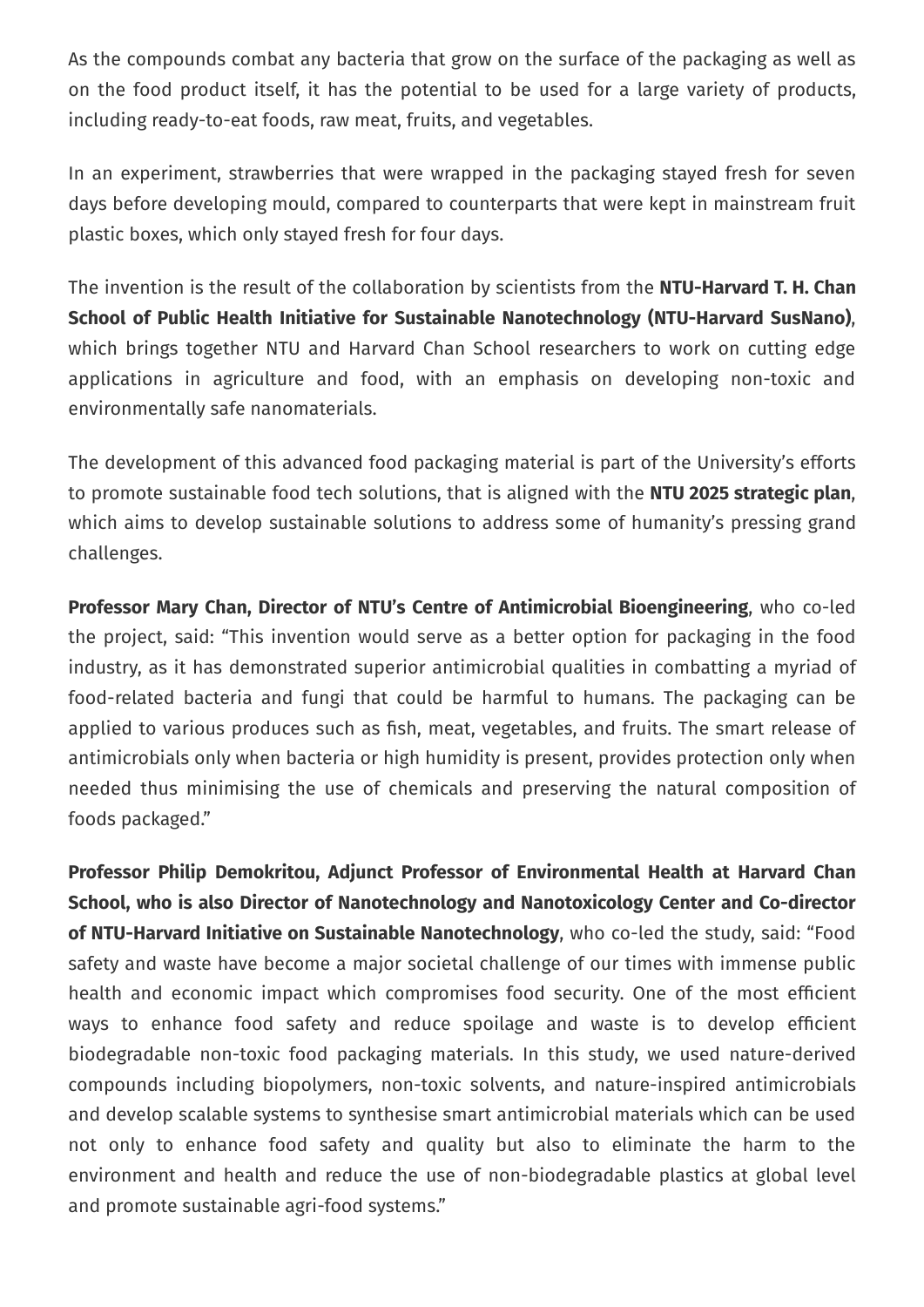As the compounds combat any bacteria that grow on the surface of the packaging as well as on the food product itself, it has the potential to be used for a large variety of products, including ready-to-eat foods, raw meat, fruits, and vegetables.

In an experiment, strawberries that were wrapped in the packaging stayed fresh for seven days before developing mould, compared to counterparts that were kept in mainstream fruit plastic boxes, which only stayed fresh for four days.

The invention is the result of the collaboration by scientists from the **NTU-Harvard T. H. Chan School of Public Health Initiative for Sustainable Nanotechnology (NTU-Harvard SusNano)**, which brings together NTU and Harvard Chan School researchers to work on cutting edge applications in agriculture and food, with an emphasis on developing non-toxic and environmentally safe nanomaterials.

The development of this advanced food packaging material is part of the University's efforts to promote sustainable food tech solutions, that is aligned with the **NTU 2025 strategic plan**, which aims to develop sustainable solutions to address some of humanity's pressing grand challenges.

**Professor Mary Chan, Director of NTU's Centre of Antimicrobial Bioengineering**, who co-led the project, said: "This invention would serve as a better option for packaging in the food industry, as it has demonstrated superior antimicrobial qualities in combatting a myriad of food-related bacteria and fungi that could be harmful to humans. The packaging can be applied to various produces such as fish, meat, vegetables, and fruits. The smart release of antimicrobials only when bacteria or high humidity is present, provides protection only when needed thus minimising the use of chemicals and preserving the natural composition of foods packaged."

**Professor Philip Demokritou, Adjunct Professor of Environmental Health at Harvard Chan School, who is also Director of Nanotechnology and Nanotoxicology Center and Co-director of NTU-Harvard Initiative on Sustainable Nanotechnology**, who co-led the study, said: "Food safety and waste have become a major societal challenge of our times with immense public health and economic impact which compromises food security. One of the most efficient ways to enhance food safety and reduce spoilage and waste is to develop efficient biodegradable non-toxic food packaging materials. In this study, we used nature-derived compounds including biopolymers, non-toxic solvents, and nature-inspired antimicrobials and develop scalable systems to synthesise smart antimicrobial materials which can be used not only to enhance food safety and quality but also to eliminate the harm to the environment and health and reduce the use of non-biodegradable plastics at global level and promote sustainable agri-food systems."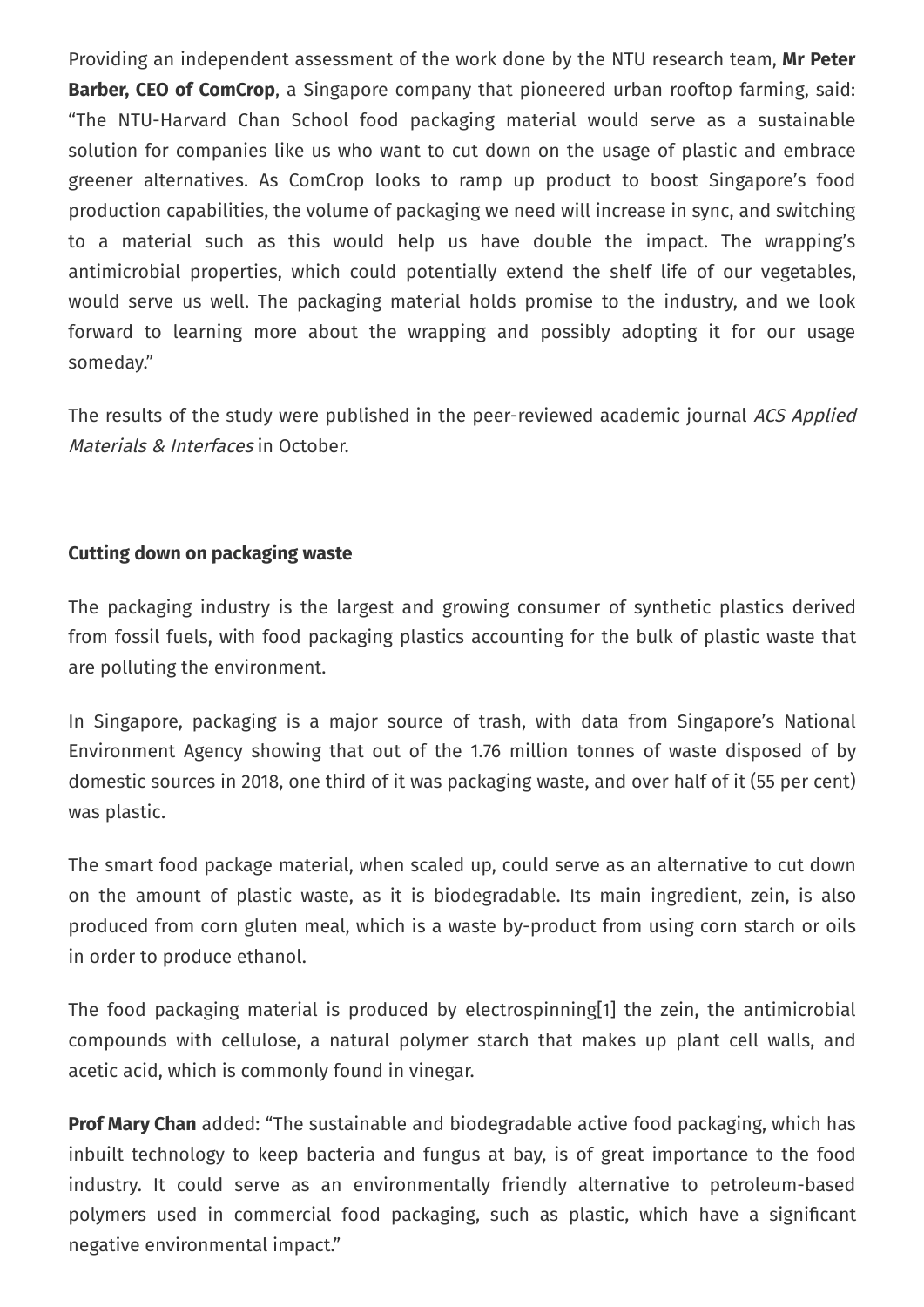Providing an independent assessment of the work done by the NTU research team, **Mr Peter Barber, CEO of ComCrop**, a Singapore company that pioneered urban rooftop farming, said: "The NTU-Harvard Chan School food packaging material would serve as a sustainable solution for companies like us who want to cut down on the usage of plastic and embrace greener alternatives. As ComCrop looks to ramp up product to boost Singapore's food production capabilities, the volume of packaging we need will increase in sync, and switching to a material such as this would help us have double the impact. The wrapping's antimicrobial properties, which could potentially extend the shelf life of our vegetables, would serve us well. The packaging material holds promise to the industry, and we look forward to learning more about the wrapping and possibly adopting it for our usage someday."

The results of the study were published in the peer-reviewed academic journal *ACS Applied Materials & Interfaces* in October.

**Cutting down on packaging waste**

The packaging industry is the largest and growing consumer of synthetic plastics derived from fossil fuels, with food packaging plastics accounting for the bulk of plastic waste that are polluting the environment.

In Singapore, packaging is a major source of trash, with data from Singapore's National Environment Agency showing that out of the 1.76 million tonnes of waste disposed of by domestic sources in 2018, one third of it was packaging waste, and over half of it (55 per cent) was plastic.

The smart food package material, when scaled up, could serve as an alternative to cut down on the amount of plastic waste, as it is biodegradable. Its main ingredient, zein, is also produced from corn gluten meal, which is a waste by-product from using corn starch or oils in order to produce ethanol.

The food packaging material is produced by electrospinning[1] the zein, the antimicrobial compounds with cellulose, a natural polymer starch that makes up plant cell walls, and acetic acid, which is commonly found in vinegar.

**Prof Mary Chan** added: "The sustainable and biodegradable active food packaging, which has inbuilt technology to keep bacteria and fungus at bay, is of great importance to the food industry. It could serve as an environmentally friendly alternative to petroleum-based polymers used in commercial food packaging, such as plastic, which have a significant negative environmental impact."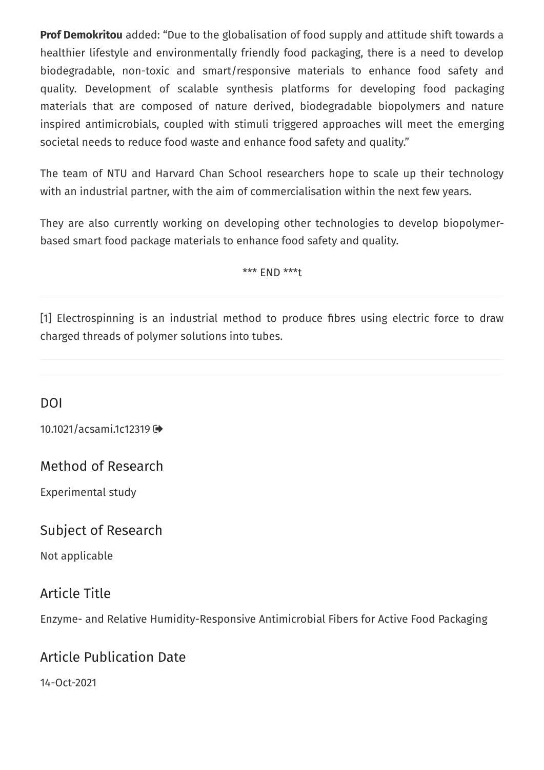**Prof Demokritou** added: "Due to the globalisation of food supply and attitude shift towards a healthier lifestyle and environmentally friendly food packaging, there is a need to develop biodegradable, non-toxic and smart/responsive materials to enhance food safety and quality. Development of scalable synthesis platforms for developing food packaging materials that are composed of nature derived, biodegradable biopolymers and nature inspired antimicrobials, coupled with stimuli triggered approaches will meet the emerging societal needs to reduce food waste and enhance food safety and quality."

The team of NTU and Harvard Chan School researchers hope to scale up their technology with an industrial partner, with the aim of commercialisation within the next few years.

They are also currently working on developing other technologies to develop biopolymer-based smart food package materials to enhance food safety and quality.

*** END ***t

---

[1] Electrospinning is an industrial method to produce fibres using electric force to draw charged threads of polymer solutions into tubes.

---

## DOI

10.1021/acsami.1c12319

## Method of Research

Experimental study

## Subject of Research

Not applicable

## Article Title

Enzyme- and Relative Humidity-Responsive Antimicrobial Fibers for Active Food Packaging

## Article Publication Date

14-Oct-2021